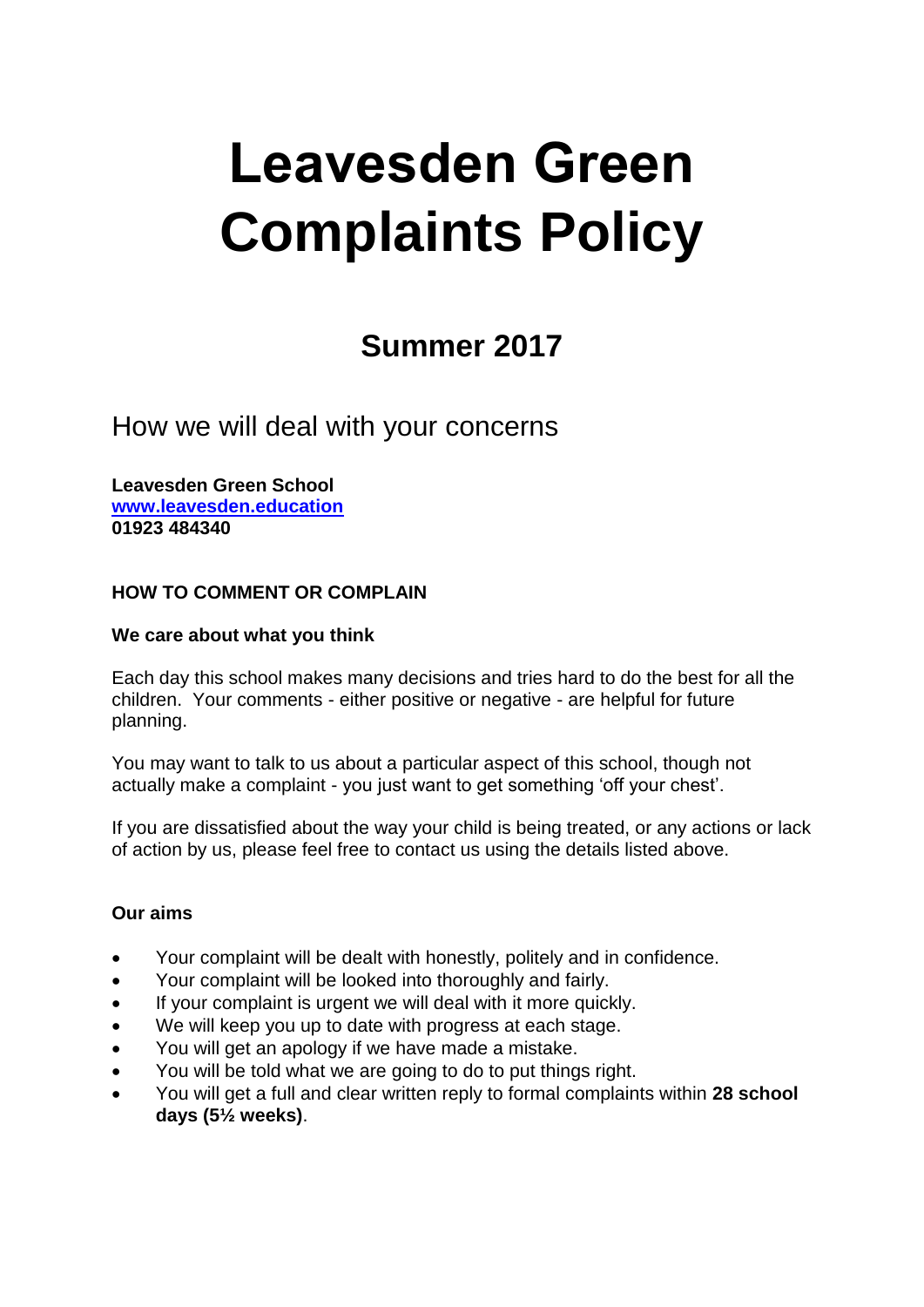# Leavesden Green Complaints Policy

## Summer 2017

How we will deal with your concerns

**Leavesden Green School**
**www.leavesden.education**
**01923 484340**

**HOW TO COMMENT OR COMPLAIN**

**We care about what you think**

Each day this school makes many decisions and tries hard to do the best for all the children. Your comments - either positive or negative - are helpful for future planning.

You may want to talk to us about a particular aspect of this school, though not actually make a complaint - you just want to get something 'off your chest'.

If you are dissatisfied about the way your child is being treated, or any actions or lack of action by us, please feel free to contact us using the details listed above.

**Our aims**

- Your complaint will be dealt with honestly, politely and in confidence.
- Your complaint will be looked into thoroughly and fairly.
- If your complaint is urgent we will deal with it more quickly.
- We will keep you up to date with progress at each stage.
- You will get an apology if we have made a mistake.
- You will be told what we are going to do to put things right.
- You will get a full and clear written reply to formal complaints within **28 school days (5½ weeks)**.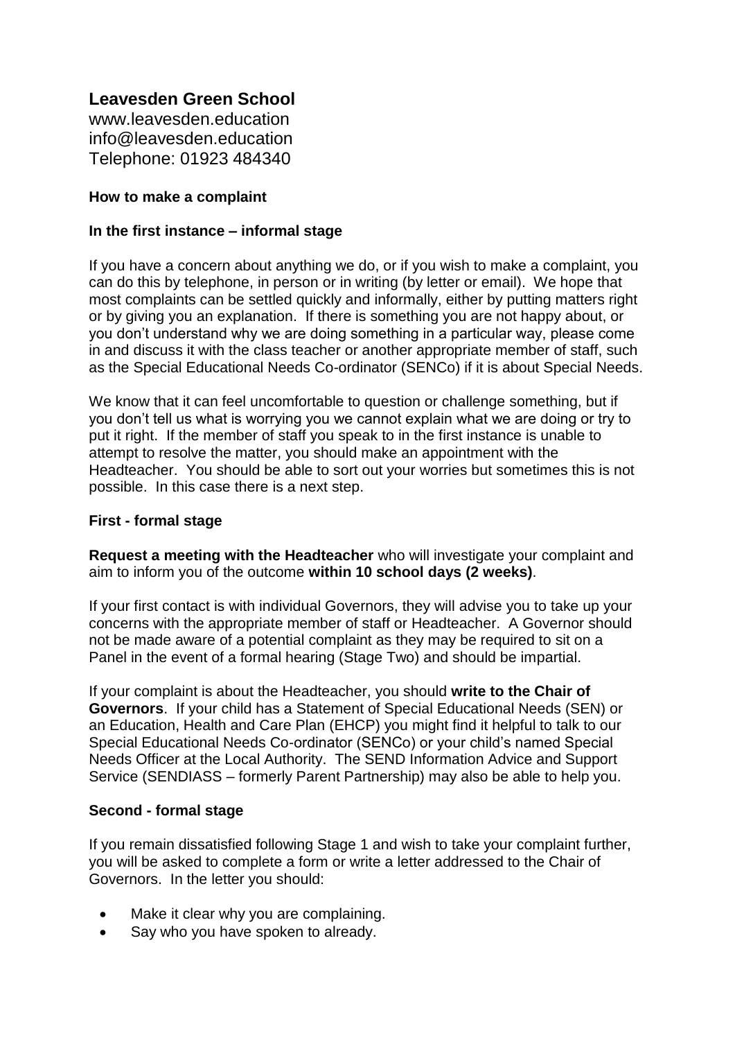# Leavesden Green School

www.leavesden.education
info@leavesden.education
Telephone: 01923 484340

**How to make a complaint**

**In the first instance – informal stage**

If you have a concern about anything we do, or if you wish to make a complaint, you can do this by telephone, in person or in writing (by letter or email). We hope that most complaints can be settled quickly and informally, either by putting matters right or by giving you an explanation. If there is something you are not happy about, or you don't understand why we are doing something in a particular way, please come in and discuss it with the class teacher or another appropriate member of staff, such as the Special Educational Needs Co-ordinator (SENCo) if it is about Special Needs.

We know that it can feel uncomfortable to question or challenge something, but if you don't tell us what is worrying you we cannot explain what we are doing or try to put it right. If the member of staff you speak to in the first instance is unable to attempt to resolve the matter, you should make an appointment with the Headteacher. You should be able to sort out your worries but sometimes this is not possible. In this case there is a next step.

**First - formal stage**

**Request a meeting with the Headteacher** who will investigate your complaint and aim to inform you of the outcome **within 10 school days (2 weeks)**.

If your first contact is with individual Governors, they will advise you to take up your concerns with the appropriate member of staff or Headteacher. A Governor should not be made aware of a potential complaint as they may be required to sit on a Panel in the event of a formal hearing (Stage Two) and should be impartial.

If your complaint is about the Headteacher, you should **write to the Chair of Governors**. If your child has a Statement of Special Educational Needs (SEN) or an Education, Health and Care Plan (EHCP) you might find it helpful to talk to our Special Educational Needs Co-ordinator (SENCo) or your child's named Special Needs Officer at the Local Authority. The SEND Information Advice and Support Service (SENDIASS – formerly Parent Partnership) may also be able to help you.

**Second - formal stage**

If you remain dissatisfied following Stage 1 and wish to take your complaint further, you will be asked to complete a form or write a letter addressed to the Chair of Governors. In the letter you should:

- Make it clear why you are complaining.
- Say who you have spoken to already.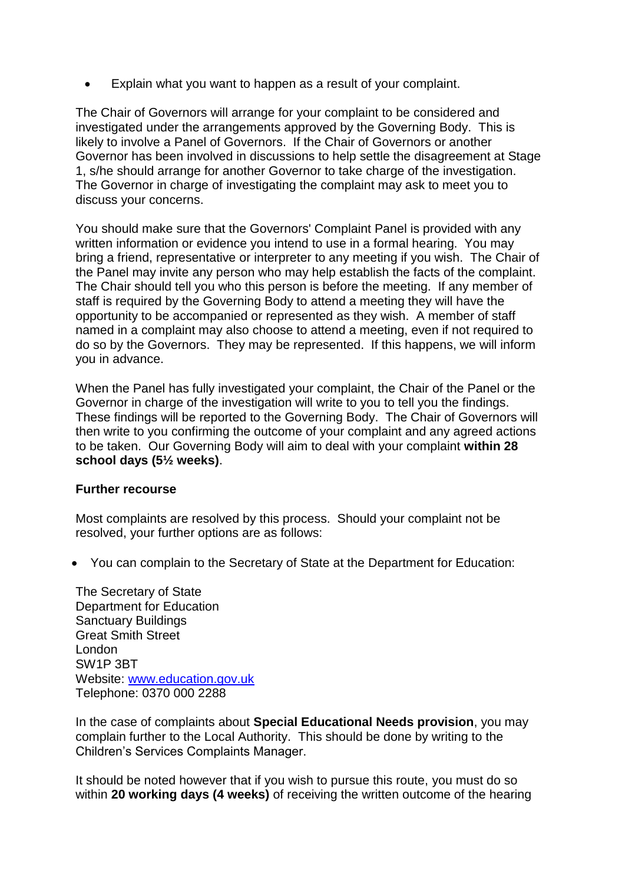- Explain what you want to happen as a result of your complaint.

The Chair of Governors will arrange for your complaint to be considered and investigated under the arrangements approved by the Governing Body. This is likely to involve a Panel of Governors. If the Chair of Governors or another Governor has been involved in discussions to help settle the disagreement at Stage 1, s/he should arrange for another Governor to take charge of the investigation. The Governor in charge of investigating the complaint may ask to meet you to discuss your concerns.

You should make sure that the Governors' Complaint Panel is provided with any written information or evidence you intend to use in a formal hearing. You may bring a friend, representative or interpreter to any meeting if you wish. The Chair of the Panel may invite any person who may help establish the facts of the complaint. The Chair should tell you who this person is before the meeting. If any member of staff is required by the Governing Body to attend a meeting they will have the opportunity to be accompanied or represented as they wish. A member of staff named in a complaint may also choose to attend a meeting, even if not required to do so by the Governors. They may be represented. If this happens, we will inform you in advance.

When the Panel has fully investigated your complaint, the Chair of the Panel or the Governor in charge of the investigation will write to you to tell you the findings. These findings will be reported to the Governing Body. The Chair of Governors will then write to you confirming the outcome of your complaint and any agreed actions to be taken. Our Governing Body will aim to deal with your complaint **within 28 school days (5½ weeks)**.

**Further recourse**

Most complaints are resolved by this process. Should your complaint not be resolved, your further options are as follows:

- You can complain to the Secretary of State at the Department for Education:

The Secretary of State  
Department for Education  
Sanctuary Buildings  
Great Smith Street  
London  
SW1P 3BT  
Website: [www.education.gov.uk](http://www.education.gov.uk)  
Telephone: 0370 000 2288

In the case of complaints about **Special Educational Needs provision**, you may complain further to the Local Authority. This should be done by writing to the Children's Services Complaints Manager.

It should be noted however that if you wish to pursue this route, you must do so within **20 working days (4 weeks)** of receiving the written outcome of the hearing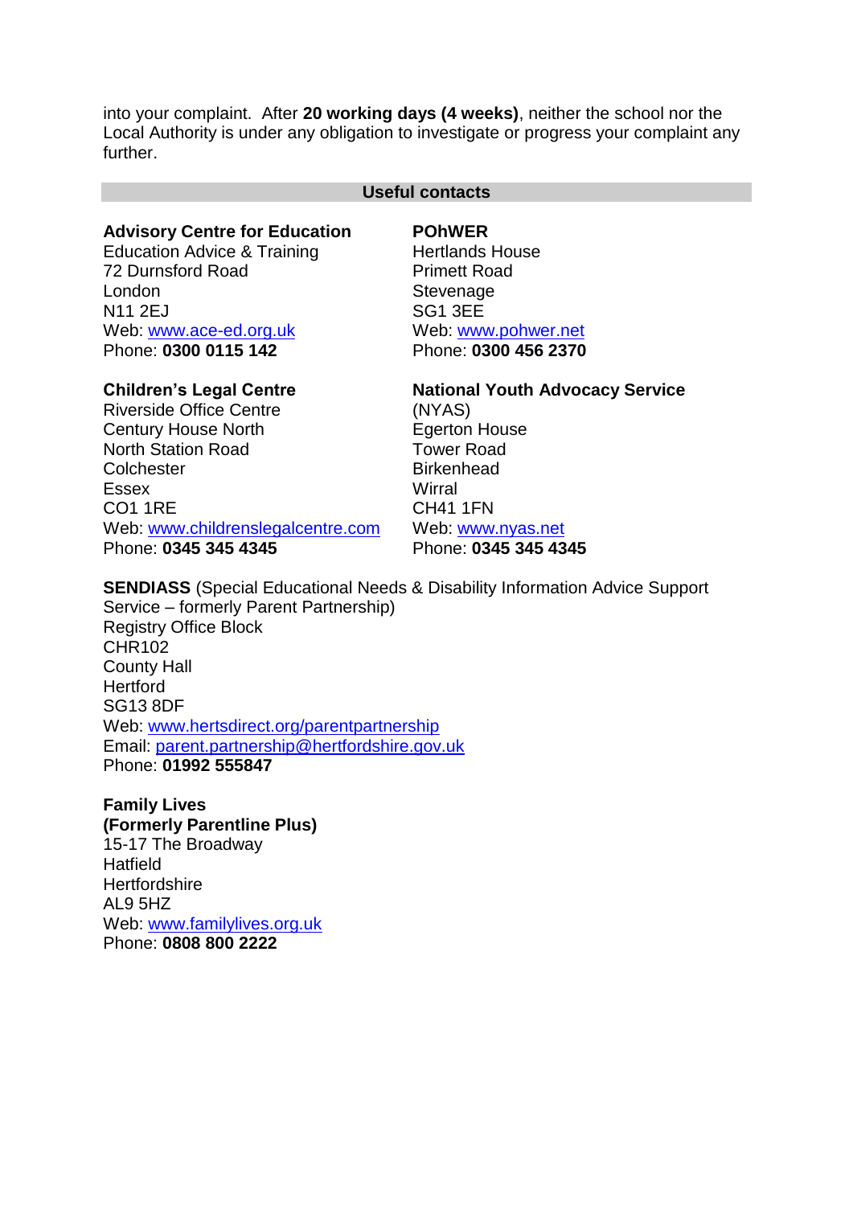into your complaint. After **20 working days (4 weeks)**, neither the school nor the Local Authority is under any obligation to investigate or progress your complaint any further.

## Useful contacts

**Advisory Centre for Education**
Education Advice & Training
72 Durnsford Road
London
N11 2EJ
Web: www.ace-ed.org.uk
Phone: **0300 0115 142**

**Children's Legal Centre**
Riverside Office Centre
Century House North
North Station Road
Colchester
Essex
CO1 1RE
Web: www.childrenslegalcentre.com
Phone: **0345 345 4345**

**POhWER**
Hertlands House
Primett Road
Stevenage
SG1 3EE
Web: www.pohwer.net
Phone: **0300 456 2370**

**National Youth Advocacy Service**
(NYAS)
Egerton House
Tower Road
Birkenhead
Wirral
CH41 1FN
Web: www.nyas.net
Phone: **0345 345 4345**

**SENDIASS** (Special Educational Needs & Disability Information Advice Support Service – formerly Parent Partnership)
Registry Office Block
CHR102
County Hall
Hertford
SG13 8DF
Web: www.hertsdirect.org/parentpartnership
Email: parent.partnership@hertfordshire.gov.uk
Phone: **01992 555847**

**Family Lives**
**(Formerly Parentline Plus)**
15-17 The Broadway
Hatfield
Hertfordshire
AL9 5HZ
Web: www.familylives.org.uk
Phone: **0808 800 2222**